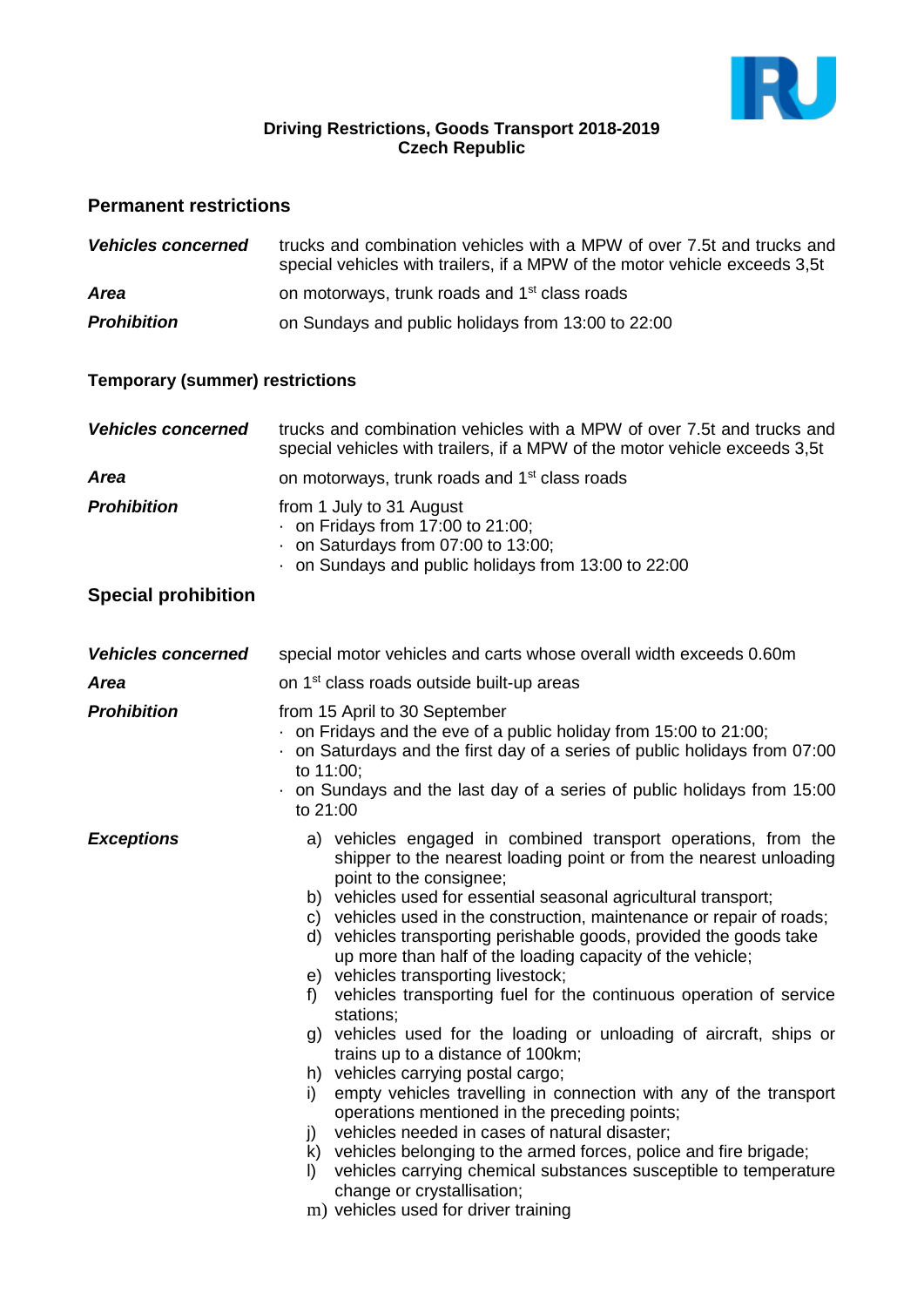**Driving Restrictions, Goods Transport 2018-2019**
**Czech Republic**

## Permanent restrictions

| | |
|---|---|
| ***Vehicles concerned*** | trucks and combination vehicles with a MPW of over 7.5t and trucks and special vehicles with trailers, if a MPW of the motor vehicle exceeds 3,5t |
| ***Area*** | on motorways, trunk roads and 1st class roads |
| ***Prohibition*** | on Sundays and public holidays from 13:00 to 22:00 |

### Temporary (summer) restrictions

| | |
|---|---|
| ***Vehicles concerned*** | trucks and combination vehicles with a MPW of over 7.5t and trucks and special vehicles with trailers, if a MPW of the motor vehicle exceeds 3,5t |
| ***Area*** | on motorways, trunk roads and 1st class roads |
| ***Prohibition*** | from 1 July to 31 August<br>· on Fridays from 17:00 to 21:00;<br>· on Saturdays from 07:00 to 13:00;<br>· on Sundays and public holidays from 13:00 to 22:00 |

## Special prohibition

***Vehicles concerned*** special motor vehicles and carts whose overall width exceeds 0.60m

***Area*** on 1st class roads outside built-up areas

***Prohibition*** from 15 April to 30 September

- on Fridays and the eve of a public holiday from 15:00 to 21:00;
- on Saturdays and the first day of a series of public holidays from 07:00 to 11:00;
- on Sundays and the last day of a series of public holidays from 15:00 to 21:00

***Exceptions***

a) vehicles engaged in combined transport operations, from the shipper to the nearest loading point or from the nearest unloading point to the consignee;
b) vehicles used for essential seasonal agricultural transport;
c) vehicles used in the construction, maintenance or repair of roads;
d) vehicles transporting perishable goods, provided the goods take up more than half of the loading capacity of the vehicle;
e) vehicles transporting livestock;
f) vehicles transporting fuel for the continuous operation of service stations;
g) vehicles used for the loading or unloading of aircraft, ships or trains up to a distance of 100km;
h) vehicles carrying postal cargo;
i) empty vehicles travelling in connection with any of the transport operations mentioned in the preceding points;
j) vehicles needed in cases of natural disaster;
k) vehicles belonging to the armed forces, police and fire brigade;
l) vehicles carrying chemical substances susceptible to temperature change or crystallisation;
m) vehicles used for driver training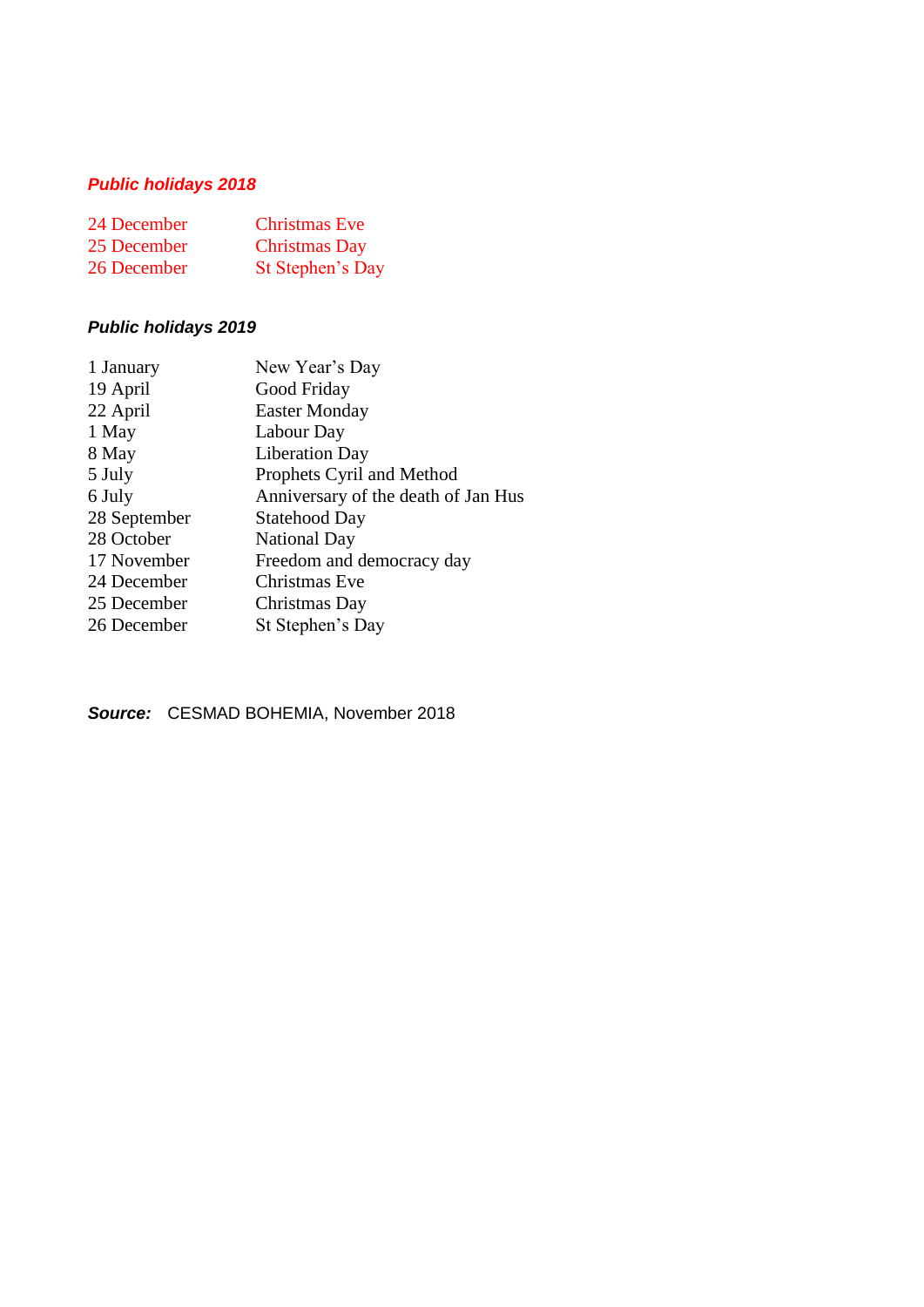***Public holidays 2018***

| | |
|---|---|
| 24 December | Christmas Eve |
| 25 December | Christmas Day |
| 26 December | St Stephen’s Day |

***Public holidays 2019***

| | |
|---|---|
| 1 January | New Year’s Day |
| 19 April | Good Friday |
| 22 April | Easter Monday |
| 1 May | Labour Day |
| 8 May | Liberation Day |
| 5 July | Prophets Cyril and Method |
| 6 July | Anniversary of the death of Jan Hus |
| 28 September | Statehood Day |
| 28 October | National Day |
| 17 November | Freedom and democracy day |
| 24 December | Christmas Eve |
| 25 December | Christmas Day |
| 26 December | St Stephen’s Day |

***Source:*** CESMAD BOHEMIA, November 2018